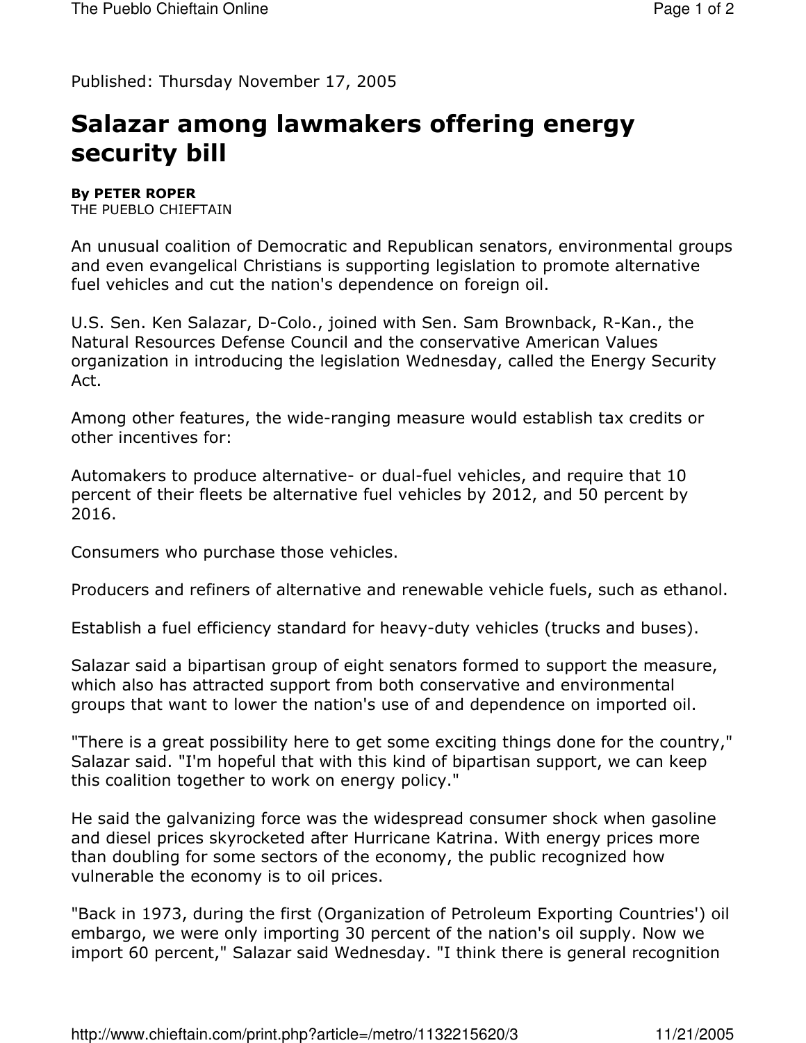Published: Thursday November 17, 2005

# Salazar among lawmakers offering energy security bill

**By PETER ROPER**
THE PUEBLO CHIEFTAIN

An unusual coalition of Democratic and Republican senators, environmental groups and even evangelical Christians is supporting legislation to promote alternative fuel vehicles and cut the nation's dependence on foreign oil.

U.S. Sen. Ken Salazar, D-Colo., joined with Sen. Sam Brownback, R-Kan., the Natural Resources Defense Council and the conservative American Values organization in introducing the legislation Wednesday, called the Energy Security Act.

Among other features, the wide-ranging measure would establish tax credits or other incentives for:

Automakers to produce alternative- or dual-fuel vehicles, and require that 10 percent of their fleets be alternative fuel vehicles by 2012, and 50 percent by 2016.

Consumers who purchase those vehicles.

Producers and refiners of alternative and renewable vehicle fuels, such as ethanol.

Establish a fuel efficiency standard for heavy-duty vehicles (trucks and buses).

Salazar said a bipartisan group of eight senators formed to support the measure, which also has attracted support from both conservative and environmental groups that want to lower the nation's use of and dependence on imported oil.

"There is a great possibility here to get some exciting things done for the country," Salazar said. "I'm hopeful that with this kind of bipartisan support, we can keep this coalition together to work on energy policy."

He said the galvanizing force was the widespread consumer shock when gasoline and diesel prices skyrocketed after Hurricane Katrina. With energy prices more than doubling for some sectors of the economy, the public recognized how vulnerable the economy is to oil prices.

"Back in 1973, during the first (Organization of Petroleum Exporting Countries') oil embargo, we were only importing 30 percent of the nation's oil supply. Now we import 60 percent," Salazar said Wednesday. "I think there is general recognition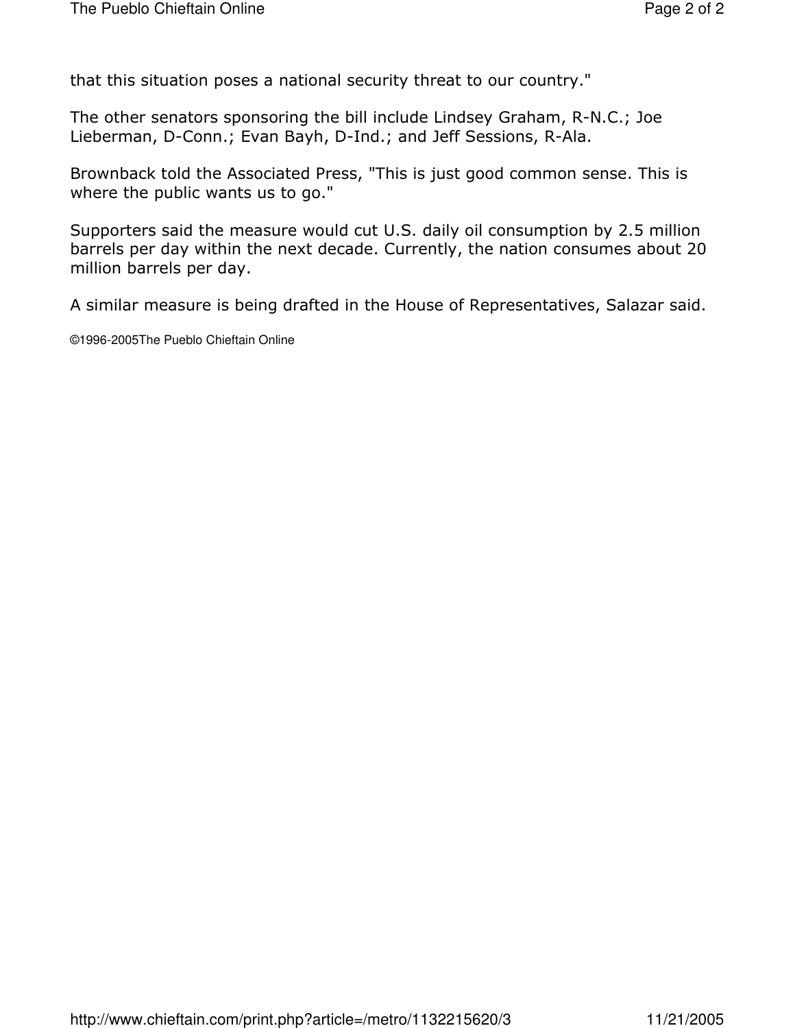that this situation poses a national security threat to our country."

The other senators sponsoring the bill include Lindsey Graham, R-N.C.; Joe Lieberman, D-Conn.; Evan Bayh, D-Ind.; and Jeff Sessions, R-Ala.

Brownback told the Associated Press, "This is just good common sense. This is where the public wants us to go."

Supporters said the measure would cut U.S. daily oil consumption by 2.5 million barrels per day within the next decade. Currently, the nation consumes about 20 million barrels per day.

A similar measure is being drafted in the House of Representatives, Salazar said.

©1996-2005The Pueblo Chieftain Online